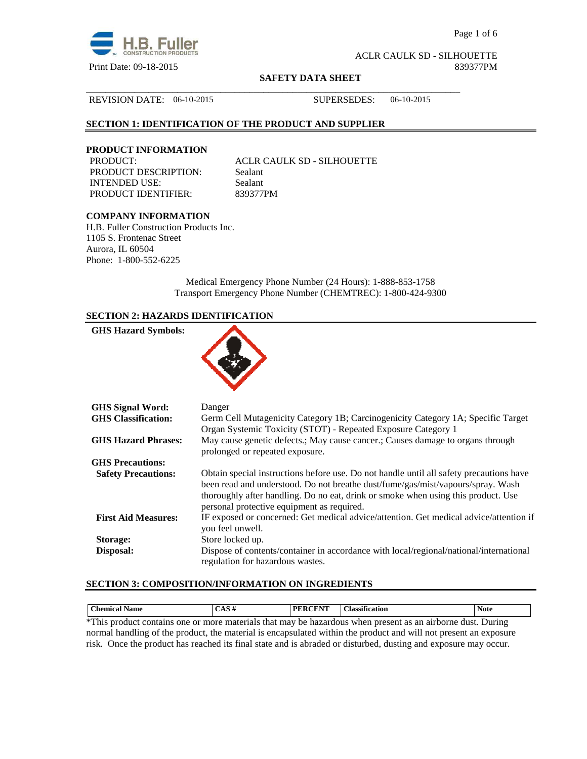ACLR CAULK SD - SILHOUETTE
Print Date: 09-18-2015 839377PM

**SAFETY DATA SHEET**

REVISION DATE: 06-10-2015 SUPERSEDES: 06-10-2015

## SECTION 1: IDENTIFICATION OF THE PRODUCT AND SUPPLIER

### PRODUCT INFORMATION

PRODUCT: ACLR CAULK SD - SILHOUETTE
PRODUCT DESCRIPTION: Sealant
INTENDED USE: Sealant
PRODUCT IDENTIFIER: 839377PM

### COMPANY INFORMATION

H.B. Fuller Construction Products Inc.
1105 S. Frontenac Street
Aurora, IL 60504
Phone: 1-800-552-6225

Medical Emergency Phone Number (24 Hours): 1-888-853-1758
Transport Emergency Phone Number (CHEMTREC): 1-800-424-9300

## SECTION 2: HAZARDS IDENTIFICATION

**GHS Hazard Symbols:**

**GHS Signal Word:** Danger

**GHS Classification:** Germ Cell Mutagenicity Category 1B; Carcinogenicity Category 1A; Specific Target Organ Systemic Toxicity (STOT) - Repeated Exposure Category 1

**GHS Hazard Phrases:** May cause genetic defects.; May cause cancer.; Causes damage to organs through prolonged or repeated exposure.

**GHS Precautions:**

**Safety Precautions:** Obtain special instructions before use. Do not handle until all safety precautions have been read and understood. Do not breathe dust/fume/gas/mist/vapours/spray. Wash thoroughly after handling. Do no eat, drink or smoke when using this product. Use personal protective equipment as required.

**First Aid Measures:** IF exposed or concerned: Get medical advice/attention. Get medical advice/attention if you feel unwell.

**Storage:** Store locked up.

**Disposal:** Dispose of contents/container in accordance with local/regional/national/international regulation for hazardous wastes.

## SECTION 3: COMPOSITION/INFORMATION ON INGREDIENTS

| Chemical Name | CAS # | PERCENT | Classification | Note |
|---|---|---|---|---|

*This product contains one or more materials that may be hazardous when present as an airborne dust. During normal handling of the product, the material is encapsulated within the product and will not present an exposure risk. Once the product has reached its final state and is abraded or disturbed, dusting and exposure may occur.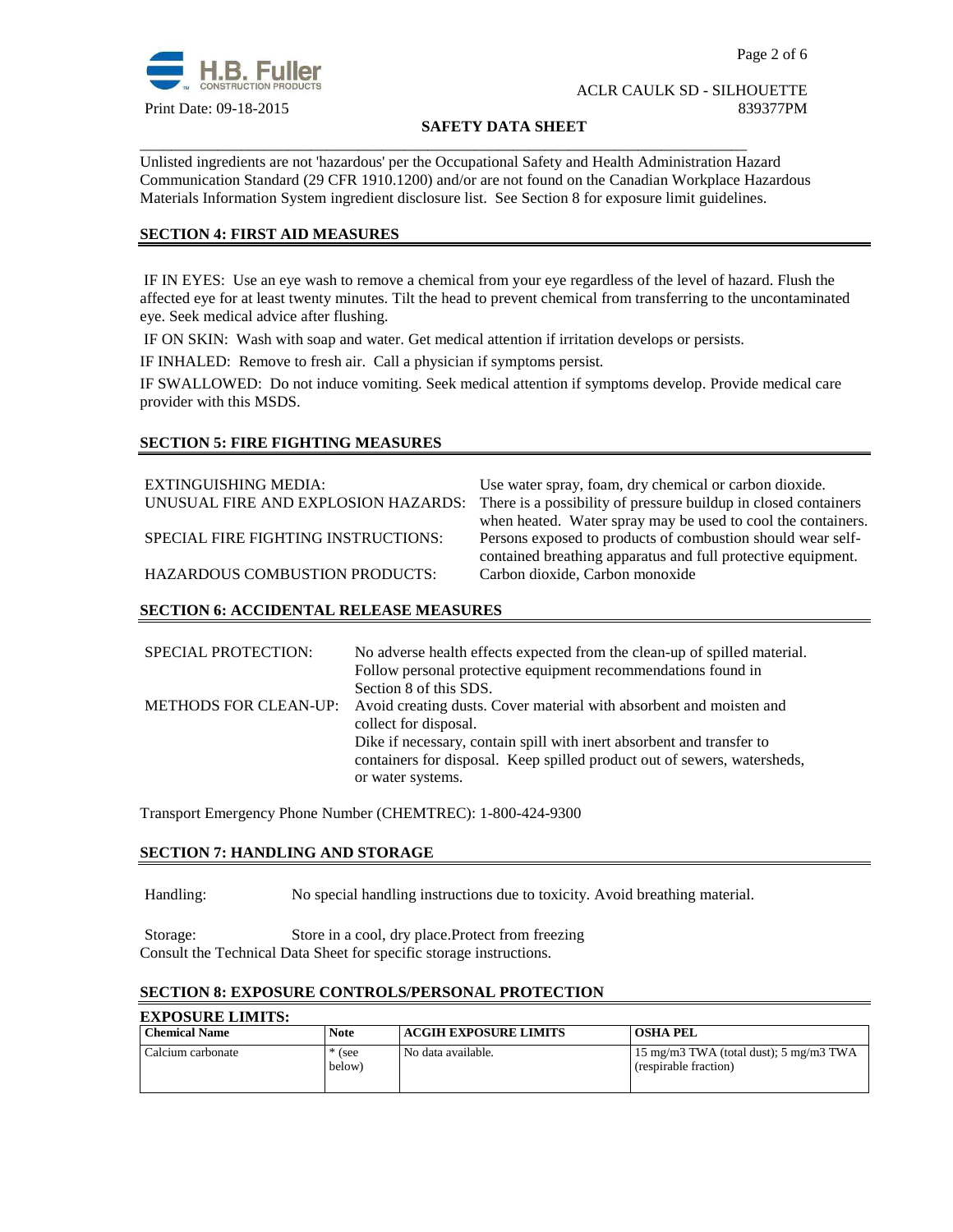Unlisted ingredients are not 'hazardous' per the Occupational Safety and Health Administration Hazard Communication Standard (29 CFR 1910.1200) and/or are not found on the Canadian Workplace Hazardous Materials Information System ingredient disclosure list. See Section 8 for exposure limit guidelines.

## SECTION 4: FIRST AID MEASURES

IF IN EYES: Use an eye wash to remove a chemical from your eye regardless of the level of hazard. Flush the affected eye for at least twenty minutes. Tilt the head to prevent chemical from transferring to the uncontaminated eye. Seek medical advice after flushing.

IF ON SKIN: Wash with soap and water. Get medical attention if irritation develops or persists.

IF INHALED: Remove to fresh air. Call a physician if symptoms persist.

IF SWALLOWED: Do not induce vomiting. Seek medical attention if symptoms develop. Provide medical care provider with this MSDS.

## SECTION 5: FIRE FIGHTING MEASURES

| | |
|---|---|
| EXTINGUISHING MEDIA: | Use water spray, foam, dry chemical or carbon dioxide. |
| UNUSUAL FIRE AND EXPLOSION HAZARDS: | There is a possibility of pressure buildup in closed containers when heated. Water spray may be used to cool the containers. |
| SPECIAL FIRE FIGHTING INSTRUCTIONS: | Persons exposed to products of combustion should wear self-contained breathing apparatus and full protective equipment. |
| HAZARDOUS COMBUSTION PRODUCTS: | Carbon dioxide, Carbon monoxide |

## SECTION 6: ACCIDENTAL RELEASE MEASURES

| | |
|---|---|
| SPECIAL PROTECTION: | No adverse health effects expected from the clean-up of spilled material. Follow personal protective equipment recommendations found in Section 8 of this SDS. |
| METHODS FOR CLEAN-UP: | Avoid creating dusts. Cover material with absorbent and moisten and collect for disposal. Dike if necessary, contain spill with inert absorbent and transfer to containers for disposal. Keep spilled product out of sewers, watersheds, or water systems. |

Transport Emergency Phone Number (CHEMTREC): 1-800-424-9300

## SECTION 7: HANDLING AND STORAGE

Handling: No special handling instructions due to toxicity. Avoid breathing material.

Storage: Store in a cool, dry place.Protect from freezing
Consult the Technical Data Sheet for specific storage instructions.

## SECTION 8: EXPOSURE CONTROLS/PERSONAL PROTECTION

**EXPOSURE LIMITS:**

| Chemical Name | Note | ACGIH EXPOSURE LIMITS | OSHA PEL |
|---|---|---|---|
| Calcium carbonate | * (see below) | No data available. | 15 mg/m3 TWA (total dust); 5 mg/m3 TWA (respirable fraction) |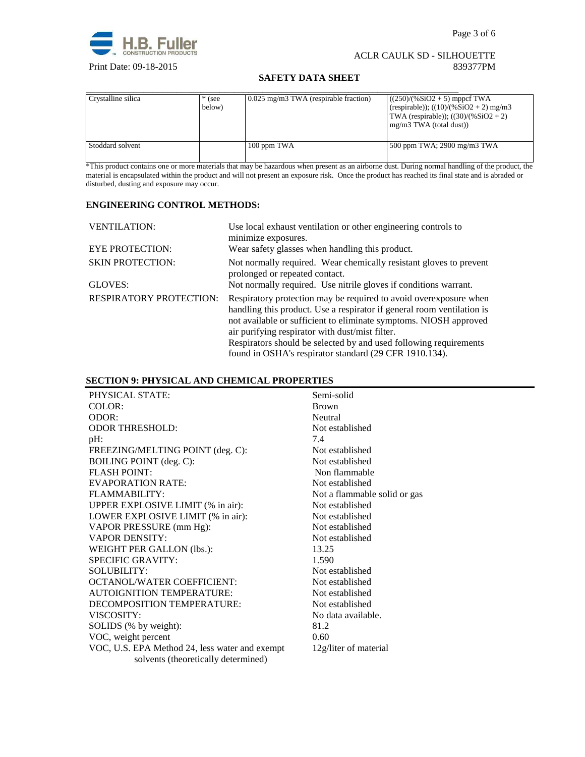| | | | |
|---|---|---|---|
| Crystalline silica | * (see below) | 0.025 mg/m3 TWA (respirable fraction) | ((250)/(%SiO2 + 5) mppcf TWA (respirable)); ((10)/(%SiO2 + 2) mg/m3 TWA (respirable)); ((30)/(%SiO2 + 2) mg/m3 TWA (total dust)) |
| Stoddard solvent | | 100 ppm TWA | 500 ppm TWA; 2900 mg/m3 TWA |

*This product contains one or more materials that may be hazardous when present as an airborne dust. During normal handling of the product, the material is encapsulated within the product and will not present an exposure risk. Once the product has reached its final state and is abraded or disturbed, dusting and exposure may occur.

**ENGINEERING CONTROL METHODS:**

| | |
|---|---|
| VENTILATION: | Use local exhaust ventilation or other engineering controls to minimize exposures. |
| EYE PROTECTION: | Wear safety glasses when handling this product. |
| SKIN PROTECTION: | Not normally required. Wear chemically resistant gloves to prevent prolonged or repeated contact. |
| GLOVES: | Not normally required. Use nitrile gloves if conditions warrant. |
| RESPIRATORY PROTECTION: | Respiratory protection may be required to avoid overexposure when handling this product. Use a respirator if general room ventilation is not available or sufficient to eliminate symptoms. NIOSH approved air purifying respirator with dust/mist filter. Respirators should be selected by and used following requirements found in OSHA's respirator standard (29 CFR 1910.134). |

## SECTION 9: PHYSICAL AND CHEMICAL PROPERTIES

| | |
|---|---|
| PHYSICAL STATE: | Semi-solid |
| COLOR: | Brown |
| ODOR: | Neutral |
| ODOR THRESHOLD: | Not established |
| pH: | 7.4 |
| FREEZING/MELTING POINT (deg. C): | Not established |
| BOILING POINT (deg. C): | Not established |
| FLASH POINT: | Non flammable |
| EVAPORATION RATE: | Not established |
| FLAMMABILITY: | Not a flammable solid or gas |
| UPPER EXPLOSIVE LIMIT (% in air): | Not established |
| LOWER EXPLOSIVE LIMIT (% in air): | Not established |
| VAPOR PRESSURE (mm Hg): | Not established |
| VAPOR DENSITY: | Not established |
| WEIGHT PER GALLON (lbs.): | 13.25 |
| SPECIFIC GRAVITY: | 1.590 |
| SOLUBILITY: | Not established |
| OCTANOL/WATER COEFFICIENT: | Not established |
| AUTOIGNITION TEMPERATURE: | Not established |
| DECOMPOSITION TEMPERATURE: | Not established |
| VISCOSITY: | No data available. |
| SOLIDS (% by weight): | 81.2 |
| VOC, weight percent | 0.60 |
| VOC, U.S. EPA Method 24, less water and exempt solvents (theoretically determined) | 12g/liter of material |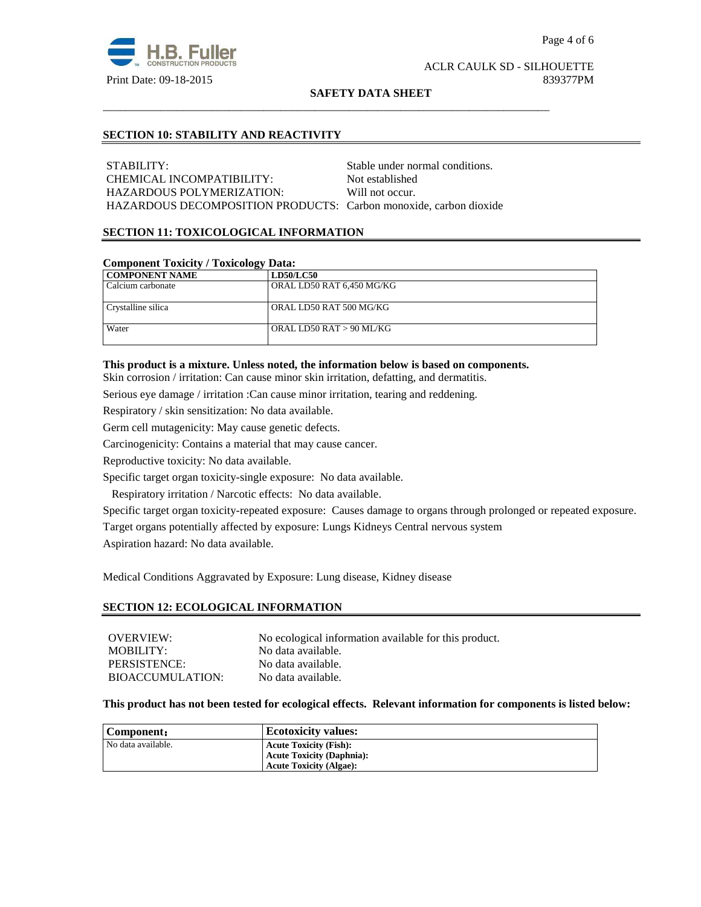## SECTION 10: STABILITY AND REACTIVITY

STABILITY: Stable under normal conditions.
CHEMICAL INCOMPATIBILITY: Not established
HAZARDOUS POLYMERIZATION: Will not occur.
HAZARDOUS DECOMPOSITION PRODUCTS: Carbon monoxide, carbon dioxide

## SECTION 11: TOXICOLOGICAL INFORMATION

**Component Toxicity / Toxicology Data:**

| COMPONENT NAME | LD50/LC50 |
|---|---|
| Calcium carbonate | ORAL LD50 RAT 6,450 MG/KG |
| Crystalline silica | ORAL LD50 RAT 500 MG/KG |
| Water | ORAL LD50 RAT > 90 ML/KG |

**This product is a mixture. Unless noted, the information below is based on components.**

Skin corrosion / irritation: Can cause minor skin irritation, defatting, and dermatitis.

Serious eye damage / irritation :Can cause minor irritation, tearing and reddening.

Respiratory / skin sensitization: No data available.

Germ cell mutagenicity: May cause genetic defects.

Carcinogenicity: Contains a material that may cause cancer.

Reproductive toxicity: No data available.

Specific target organ toxicity-single exposure: No data available.

Respiratory irritation / Narcotic effects: No data available.

Specific target organ toxicity-repeated exposure: Causes damage to organs through prolonged or repeated exposure.

Target organs potentially affected by exposure: Lungs Kidneys Central nervous system

Aspiration hazard: No data available.

Medical Conditions Aggravated by Exposure: Lung disease, Kidney disease

## SECTION 12: ECOLOGICAL INFORMATION

OVERVIEW: No ecological information available for this product.
MOBILITY: No data available.
PERSISTENCE: No data available.
BIOACCUMULATION: No data available.

**This product has not been tested for ecological effects. Relevant information for components is listed below:**

| Component: | Ecotoxicity values: |
|---|---|
| No data available. | **Acute Toxicity (Fish):**<br>**Acute Toxicity (Daphnia):**<br>**Acute Toxicity (Algae):** |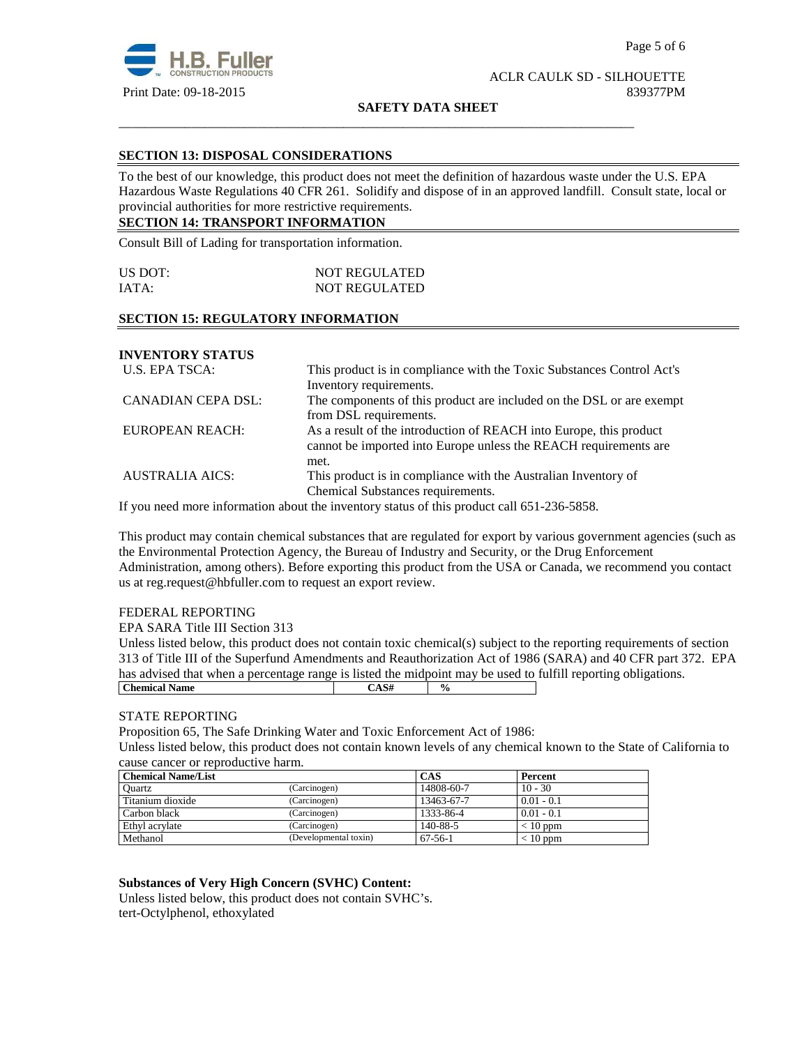## SECTION 13: DISPOSAL CONSIDERATIONS

To the best of our knowledge, this product does not meet the definition of hazardous waste under the U.S. EPA Hazardous Waste Regulations 40 CFR 261. Solidify and dispose of in an approved landfill. Consult state, local or provincial authorities for more restrictive requirements.

## SECTION 14: TRANSPORT INFORMATION

Consult Bill of Lading for transportation information.

| | |
|---|---|
| US DOT: | NOT REGULATED |
| IATA: | NOT REGULATED |

## SECTION 15: REGULATORY INFORMATION

**INVENTORY STATUS**

| | |
|---|---|
| U.S. EPA TSCA: | This product is in compliance with the Toxic Substances Control Act's Inventory requirements. |
| CANADIAN CEPA DSL: | The components of this product are included on the DSL or are exempt from DSL requirements. |
| EUROPEAN REACH: | As a result of the introduction of REACH into Europe, this product cannot be imported into Europe unless the REACH requirements are met. |
| AUSTRALIA AICS: | This product is in compliance with the Australian Inventory of Chemical Substances requirements. |

If you need more information about the inventory status of this product call 651-236-5858.

This product may contain chemical substances that are regulated for export by various government agencies (such as the Environmental Protection Agency, the Bureau of Industry and Security, or the Drug Enforcement Administration, among others). Before exporting this product from the USA or Canada, we recommend you contact us at reg.request@hbfuller.com to request an export review.

FEDERAL REPORTING

EPA SARA Title III Section 313

Unless listed below, this product does not contain toxic chemical(s) subject to the reporting requirements of section 313 of Title III of the Superfund Amendments and Reauthorization Act of 1986 (SARA) and 40 CFR part 372. EPA has advised that when a percentage range is listed the midpoint may be used to fulfill reporting obligations.

| Chemical Name | CAS# | % |
|---|---|---|

STATE REPORTING

Proposition 65, The Safe Drinking Water and Toxic Enforcement Act of 1986:

Unless listed below, this product does not contain known levels of any chemical known to the State of California to cause cancer or reproductive harm.

| Chemical Name/List | | CAS | Percent |
|---|---|---|---|
| Quartz | (Carcinogen) | 14808-60-7 | 10 - 30 |
| Titanium dioxide | (Carcinogen) | 13463-67-7 | 0.01 - 0.1 |
| Carbon black | (Carcinogen) | 1333-86-4 | 0.01 - 0.1 |
| Ethyl acrylate | (Carcinogen) | 140-88-5 | < 10 ppm |
| Methanol | (Developmental toxin) | 67-56-1 | < 10 ppm |

**Substances of Very High Concern (SVHC) Content:**

Unless listed below, this product does not contain SVHC's.

tert-Octylphenol, ethoxylated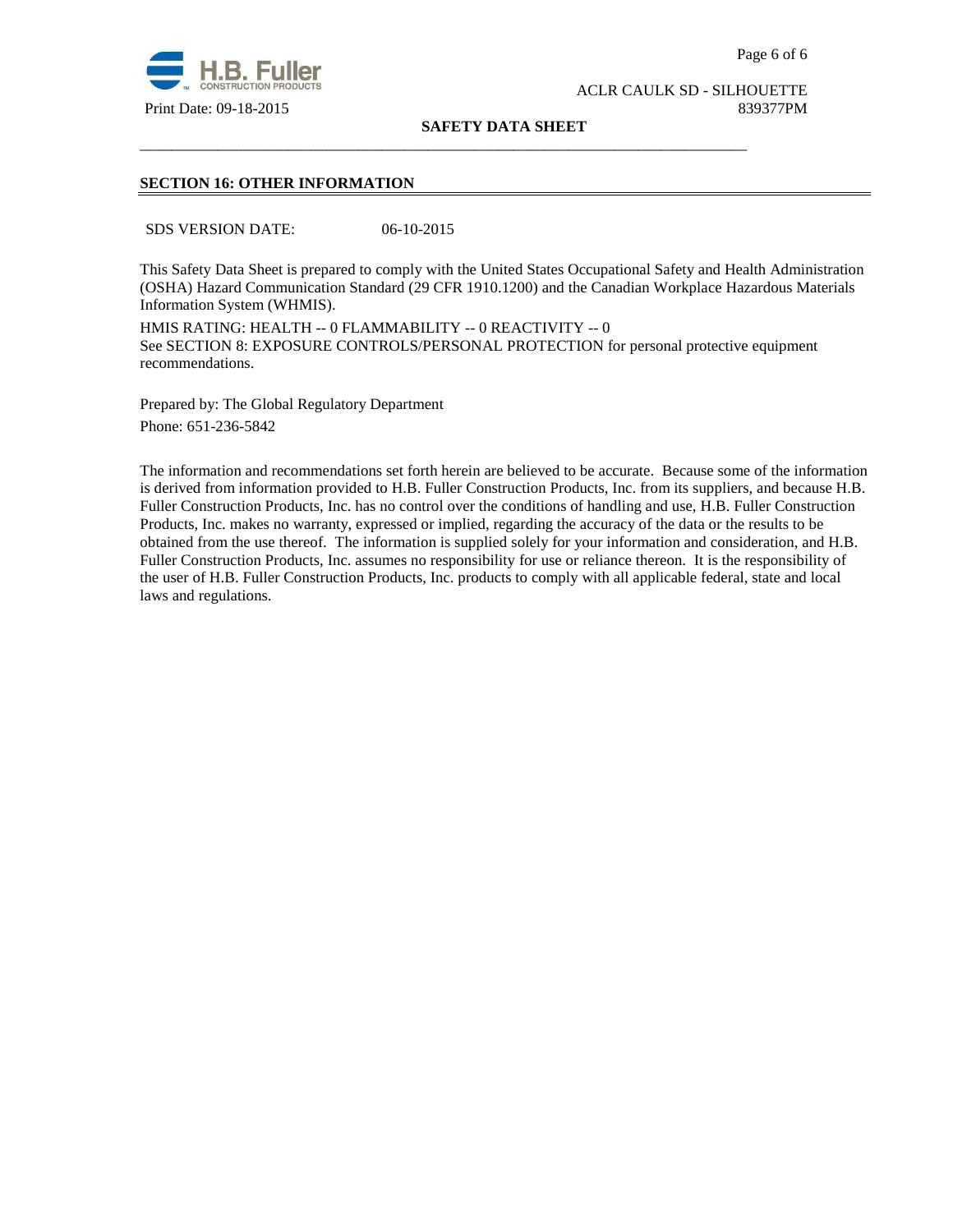## SECTION 16: OTHER INFORMATION

SDS VERSION DATE: 06-10-2015

This Safety Data Sheet is prepared to comply with the United States Occupational Safety and Health Administration (OSHA) Hazard Communication Standard (29 CFR 1910.1200) and the Canadian Workplace Hazardous Materials Information System (WHMIS).

HMIS RATING: HEALTH -- 0 FLAMMABILITY -- 0 REACTIVITY -- 0
See SECTION 8: EXPOSURE CONTROLS/PERSONAL PROTECTION for personal protective equipment recommendations.

Prepared by: The Global Regulatory Department
Phone: 651-236-5842

The information and recommendations set forth herein are believed to be accurate. Because some of the information is derived from information provided to H.B. Fuller Construction Products, Inc. from its suppliers, and because H.B. Fuller Construction Products, Inc. has no control over the conditions of handling and use, H.B. Fuller Construction Products, Inc. makes no warranty, expressed or implied, regarding the accuracy of the data or the results to be obtained from the use thereof. The information is supplied solely for your information and consideration, and H.B. Fuller Construction Products, Inc. assumes no responsibility for use or reliance thereon. It is the responsibility of the user of H.B. Fuller Construction Products, Inc. products to comply with all applicable federal, state and local laws and regulations.